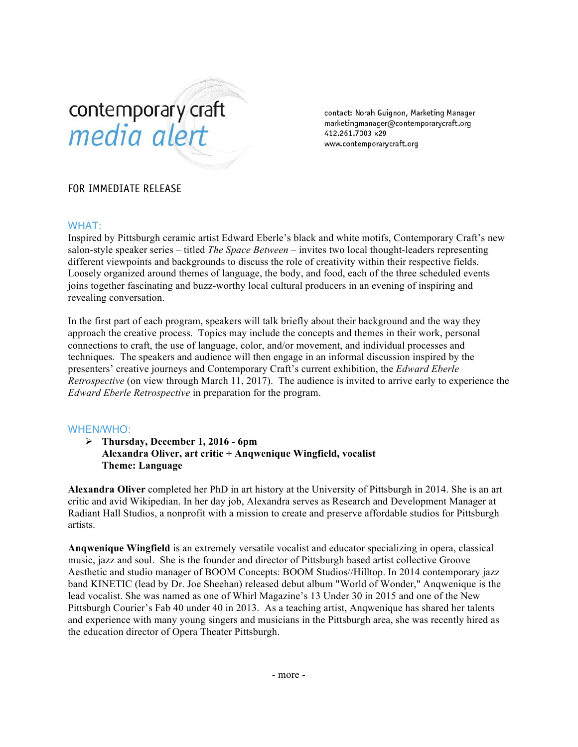contemporary craft
*media alert*

contact: Norah Guignon, Marketing Manager
marketingmanager@contemporarycraft.org
412.261.7003 x29
www.contemporarycraft.org

FOR IMMEDIATE RELEASE

## WHAT:

Inspired by Pittsburgh ceramic artist Edward Eberle's black and white motifs, Contemporary Craft's new salon-style speaker series – titled *The Space Between* – invites two local thought-leaders representing different viewpoints and backgrounds to discuss the role of creativity within their respective fields. Loosely organized around themes of language, the body, and food, each of the three scheduled events joins together fascinating and buzz-worthy local cultural producers in an evening of inspiring and revealing conversation.

In the first part of each program, speakers will talk briefly about their background and the way they approach the creative process. Topics may include the concepts and themes in their work, personal connections to craft, the use of language, color, and/or movement, and individual processes and techniques. The speakers and audience will then engage in an informal discussion inspired by the presenters' creative journeys and Contemporary Craft's current exhibition, the *Edward Eberle Retrospective* (on view through March 11, 2017). The audience is invited to arrive early to experience the *Edward Eberle Retrospective* in preparation for the program.

## WHEN/WHO:

- **Thursday, December 1, 2016 - 6pm**
  **Alexandra Oliver, art critic + Anqwenique Wingfield, vocalist**
  **Theme: Language**

**Alexandra Oliver** completed her PhD in art history at the University of Pittsburgh in 2014. She is an art critic and avid Wikipedian. In her day job, Alexandra serves as Research and Development Manager at Radiant Hall Studios, a nonprofit with a mission to create and preserve affordable studios for Pittsburgh artists.

**Anqwenique Wingfield** is an extremely versatile vocalist and educator specializing in opera, classical music, jazz and soul. She is the founder and director of Pittsburgh based artist collective Groove Aesthetic and studio manager of BOOM Concepts: BOOM Studios//Hilltop. In 2014 contemporary jazz band KINETIC (lead by Dr. Joe Sheehan) released debut album "World of Wonder," Anqwenique is the lead vocalist. She was named as one of Whirl Magazine's 13 Under 30 in 2015 and one of the New Pittsburgh Courier's Fab 40 under 40 in 2013. As a teaching artist, Anqwenique has shared her talents and experience with many young singers and musicians in the Pittsburgh area, she was recently hired as the education director of Opera Theater Pittsburgh.

- more -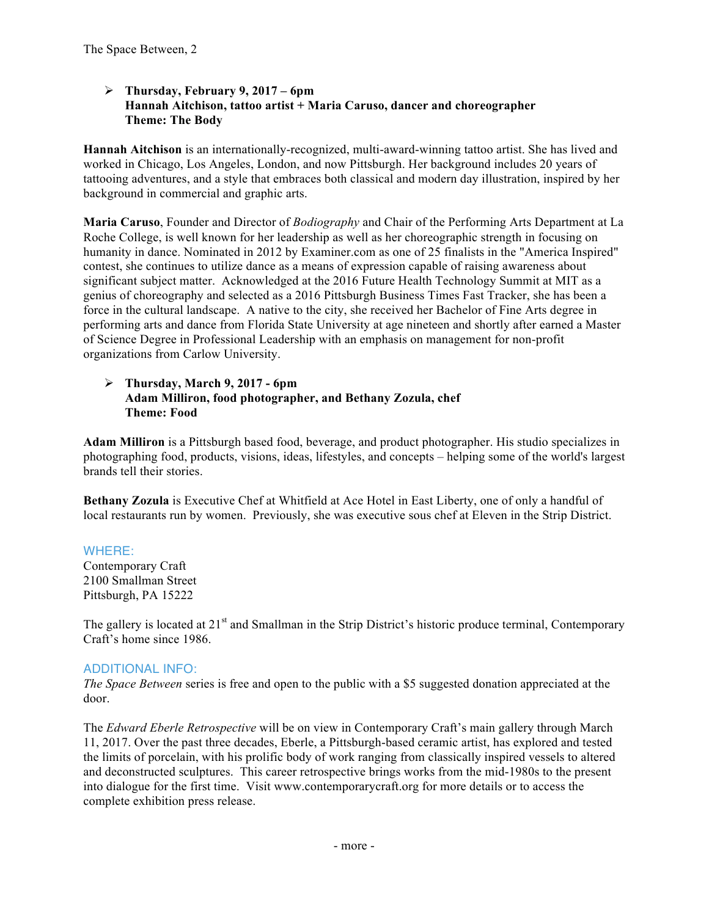- **Thursday, February 9, 2017 – 6pm**
  **Hannah Aitchison, tattoo artist + Maria Caruso, dancer and choreographer**
  **Theme: The Body**

**Hannah Aitchison** is an internationally-recognized, multi-award-winning tattoo artist. She has lived and worked in Chicago, Los Angeles, London, and now Pittsburgh. Her background includes 20 years of tattooing adventures, and a style that embraces both classical and modern day illustration, inspired by her background in commercial and graphic arts.

**Maria Caruso**, Founder and Director of *Bodiography* and Chair of the Performing Arts Department at La Roche College, is well known for her leadership as well as her choreographic strength in focusing on humanity in dance. Nominated in 2012 by Examiner.com as one of 25 finalists in the "America Inspired" contest, she continues to utilize dance as a means of expression capable of raising awareness about significant subject matter. Acknowledged at the 2016 Future Health Technology Summit at MIT as a genius of choreography and selected as a 2016 Pittsburgh Business Times Fast Tracker, she has been a force in the cultural landscape. A native to the city, she received her Bachelor of Fine Arts degree in performing arts and dance from Florida State University at age nineteen and shortly after earned a Master of Science Degree in Professional Leadership with an emphasis on management for non-profit organizations from Carlow University.

- **Thursday, March 9, 2017 - 6pm**
  **Adam Milliron, food photographer, and Bethany Zozula, chef**
  **Theme: Food**

**Adam Milliron** is a Pittsburgh based food, beverage, and product photographer. His studio specializes in photographing food, products, visions, ideas, lifestyles, and concepts – helping some of the world's largest brands tell their stories.

**Bethany Zozula** is Executive Chef at Whitfield at Ace Hotel in East Liberty, one of only a handful of local restaurants run by women. Previously, she was executive sous chef at Eleven in the Strip District.

### WHERE:

Contemporary Craft
2100 Smallman Street
Pittsburgh, PA 15222

The gallery is located at 21st and Smallman in the Strip District's historic produce terminal, Contemporary Craft's home since 1986.

### ADDITIONAL INFO:

*The Space Between* series is free and open to the public with a $5 suggested donation appreciated at the door.

The *Edward Eberle Retrospective* will be on view in Contemporary Craft's main gallery through March 11, 2017. Over the past three decades, Eberle, a Pittsburgh-based ceramic artist, has explored and tested the limits of porcelain, with his prolific body of work ranging from classically inspired vessels to altered and deconstructed sculptures. This career retrospective brings works from the mid-1980s to the present into dialogue for the first time. Visit www.contemporarycraft.org for more details or to access the complete exhibition press release.

- more -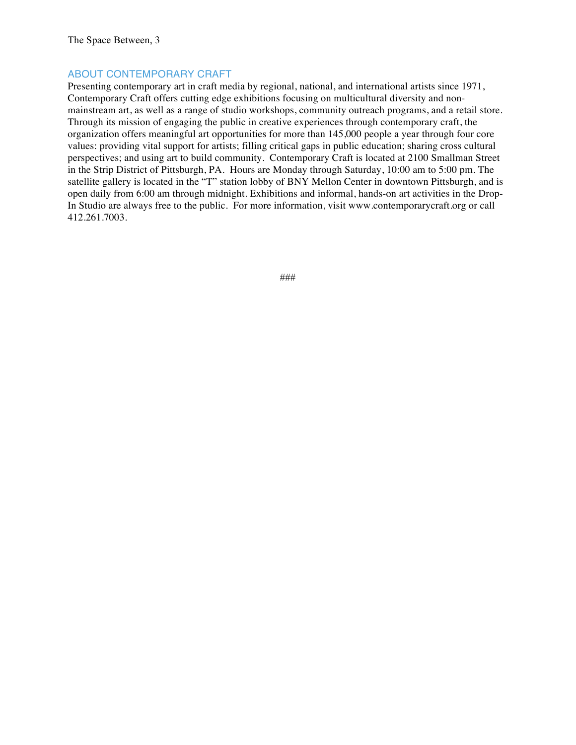## ABOUT CONTEMPORARY CRAFT

Presenting contemporary art in craft media by regional, national, and international artists since 1971, Contemporary Craft offers cutting edge exhibitions focusing on multicultural diversity and non-mainstream art, as well as a range of studio workshops, community outreach programs, and a retail store. Through its mission of engaging the public in creative experiences through contemporary craft, the organization offers meaningful art opportunities for more than 145,000 people a year through four core values: providing vital support for artists; filling critical gaps in public education; sharing cross cultural perspectives; and using art to build community. Contemporary Craft is located at 2100 Smallman Street in the Strip District of Pittsburgh, PA. Hours are Monday through Saturday, 10:00 am to 5:00 pm. The satellite gallery is located in the "T" station lobby of BNY Mellon Center in downtown Pittsburgh, and is open daily from 6:00 am through midnight. Exhibitions and informal, hands-on art activities in the Drop-In Studio are always free to the public. For more information, visit www.contemporarycraft.org or call 412.261.7003.

###